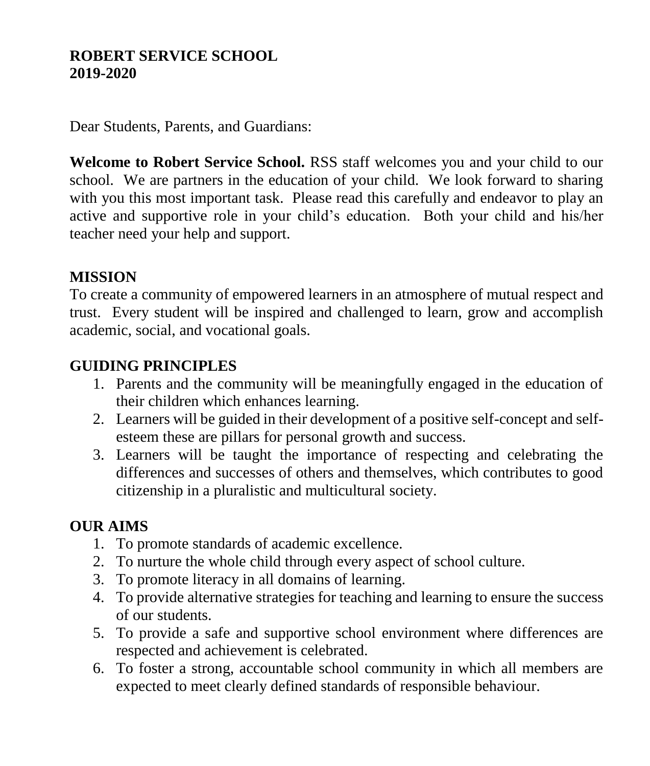# ROBERT SERVICE SCHOOL
# 2019-2020

Dear Students, Parents, and Guardians:

**Welcome to Robert Service School.** RSS staff welcomes you and your child to our school. We are partners in the education of your child. We look forward to sharing with you this most important task. Please read this carefully and endeavor to play an active and supportive role in your child's education. Both your child and his/her teacher need your help and support.

## MISSION

To create a community of empowered learners in an atmosphere of mutual respect and trust. Every student will be inspired and challenged to learn, grow and accomplish academic, social, and vocational goals.

## GUIDING PRINCIPLES

1. Parents and the community will be meaningfully engaged in the education of their children which enhances learning.
2. Learners will be guided in their development of a positive self-concept and self-esteem these are pillars for personal growth and success.
3. Learners will be taught the importance of respecting and celebrating the differences and successes of others and themselves, which contributes to good citizenship in a pluralistic and multicultural society.

## OUR AIMS

1. To promote standards of academic excellence.
2. To nurture the whole child through every aspect of school culture.
3. To promote literacy in all domains of learning.
4. To provide alternative strategies for teaching and learning to ensure the success of our students.
5. To provide a safe and supportive school environment where differences are respected and achievement is celebrated.
6. To foster a strong, accountable school community in which all members are expected to meet clearly defined standards of responsible behaviour.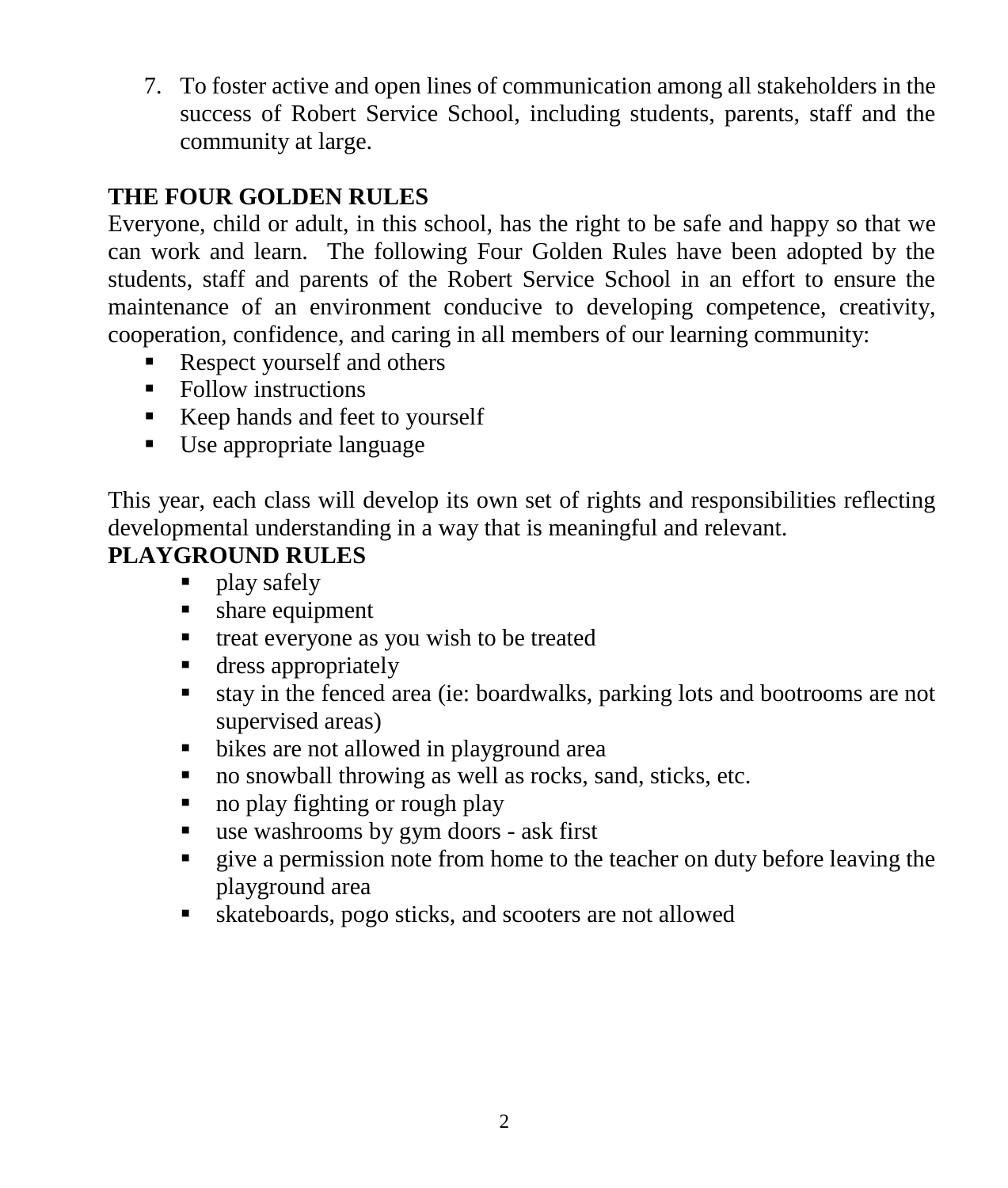7. To foster active and open lines of communication among all stakeholders in the success of Robert Service School, including students, parents, staff and the community at large.

## THE FOUR GOLDEN RULES

Everyone, child or adult, in this school, has the right to be safe and happy so that we can work and learn. The following Four Golden Rules have been adopted by the students, staff and parents of the Robert Service School in an effort to ensure the maintenance of an environment conducive to developing competence, creativity, cooperation, confidence, and caring in all members of our learning community:

- Respect yourself and others
- Follow instructions
- Keep hands and feet to yourself
- Use appropriate language

This year, each class will develop its own set of rights and responsibilities reflecting developmental understanding in a way that is meaningful and relevant.

## PLAYGROUND RULES

- play safely
- share equipment
- treat everyone as you wish to be treated
- dress appropriately
- stay in the fenced area (ie: boardwalks, parking lots and bootrooms are not supervised areas)
- bikes are not allowed in playground area
- no snowball throwing as well as rocks, sand, sticks, etc.
- no play fighting or rough play
- use washrooms by gym doors - ask first
- give a permission note from home to the teacher on duty before leaving the playground area
- skateboards, pogo sticks, and scooters are not allowed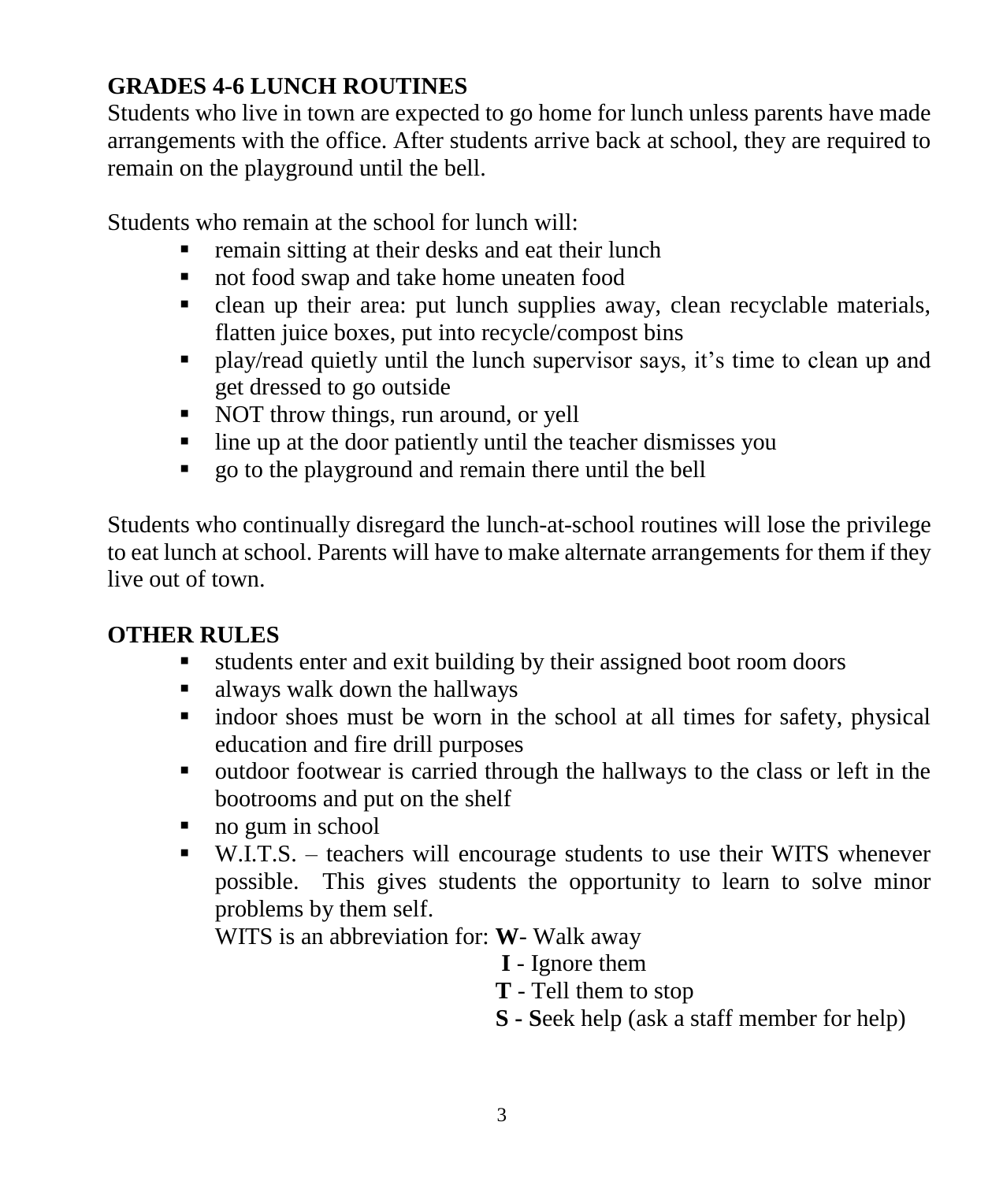## GRADES 4-6 LUNCH ROUTINES

Students who live in town are expected to go home for lunch unless parents have made arrangements with the office. After students arrive back at school, they are required to remain on the playground until the bell.

Students who remain at the school for lunch will:

- remain sitting at their desks and eat their lunch
- not food swap and take home uneaten food
- clean up their area: put lunch supplies away, clean recyclable materials, flatten juice boxes, put into recycle/compost bins
- play/read quietly until the lunch supervisor says, it's time to clean up and get dressed to go outside
- NOT throw things, run around, or yell
- line up at the door patiently until the teacher dismisses you
- go to the playground and remain there until the bell

Students who continually disregard the lunch-at-school routines will lose the privilege to eat lunch at school. Parents will have to make alternate arrangements for them if they live out of town.

## OTHER RULES

- students enter and exit building by their assigned boot room doors
- always walk down the hallways
- indoor shoes must be worn in the school at all times for safety, physical education and fire drill purposes
- outdoor footwear is carried through the hallways to the class or left in the bootrooms and put on the shelf
- no gum in school
- W.I.T.S. – teachers will encourage students to use their WITS whenever possible. This gives students the opportunity to learn to solve minor problems by them self.

  WITS is an abbreviation for: **W**- Walk away
  **I** - Ignore them
  **T** - Tell them to stop
  **S - S**eek help (ask a staff member for help)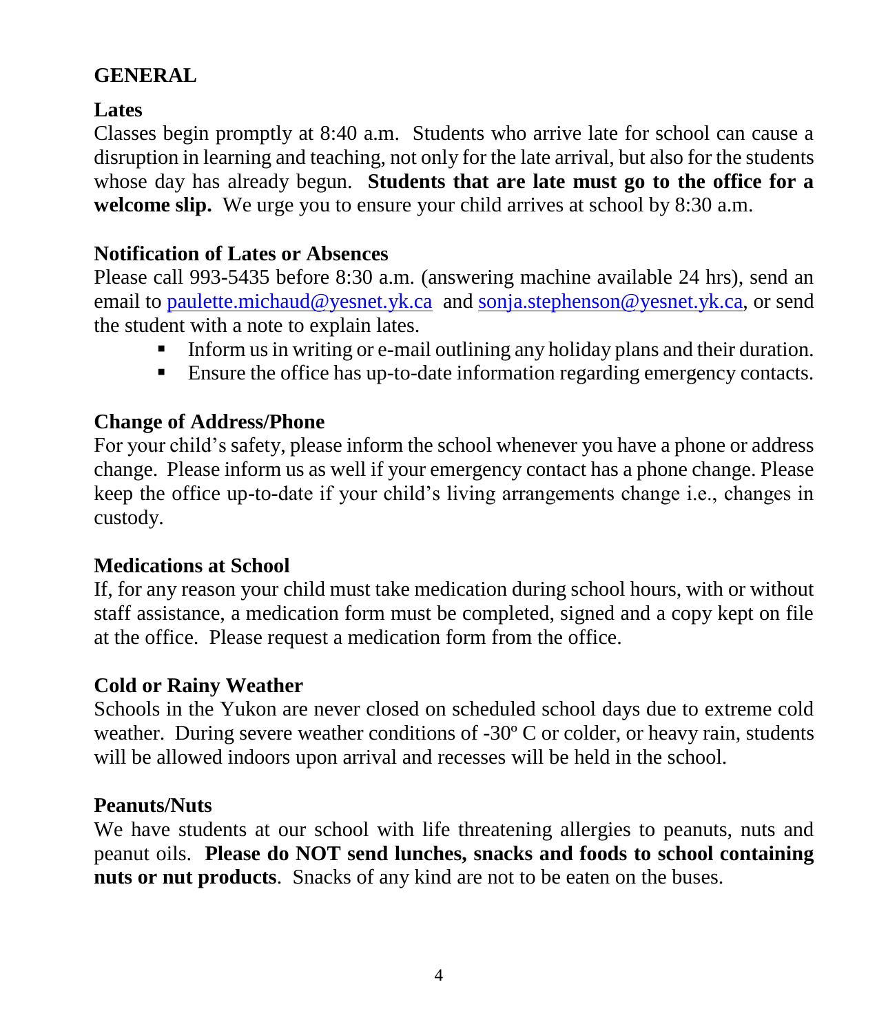## GENERAL

### Lates

Classes begin promptly at 8:40 a.m. Students who arrive late for school can cause a disruption in learning and teaching, not only for the late arrival, but also for the students whose day has already begun. **Students that are late must go to the office for a welcome slip.** We urge you to ensure your child arrives at school by 8:30 a.m.

### Notification of Lates or Absences

Please call 993-5435 before 8:30 a.m. (answering machine available 24 hrs), send an email to paulette.michaud@yesnet.yk.ca and sonja.stephenson@yesnet.yk.ca, or send the student with a note to explain lates.

- Inform us in writing or e-mail outlining any holiday plans and their duration.
- Ensure the office has up-to-date information regarding emergency contacts.

### Change of Address/Phone

For your child's safety, please inform the school whenever you have a phone or address change. Please inform us as well if your emergency contact has a phone change. Please keep the office up-to-date if your child's living arrangements change i.e., changes in custody.

### Medications at School

If, for any reason your child must take medication during school hours, with or without staff assistance, a medication form must be completed, signed and a copy kept on file at the office. Please request a medication form from the office.

### Cold or Rainy Weather

Schools in the Yukon are never closed on scheduled school days due to extreme cold weather. During severe weather conditions of -30º C or colder, or heavy rain, students will be allowed indoors upon arrival and recesses will be held in the school.

### Peanuts/Nuts

We have students at our school with life threatening allergies to peanuts, nuts and peanut oils. **Please do NOT send lunches, snacks and foods to school containing nuts or nut products**. Snacks of any kind are not to be eaten on the buses.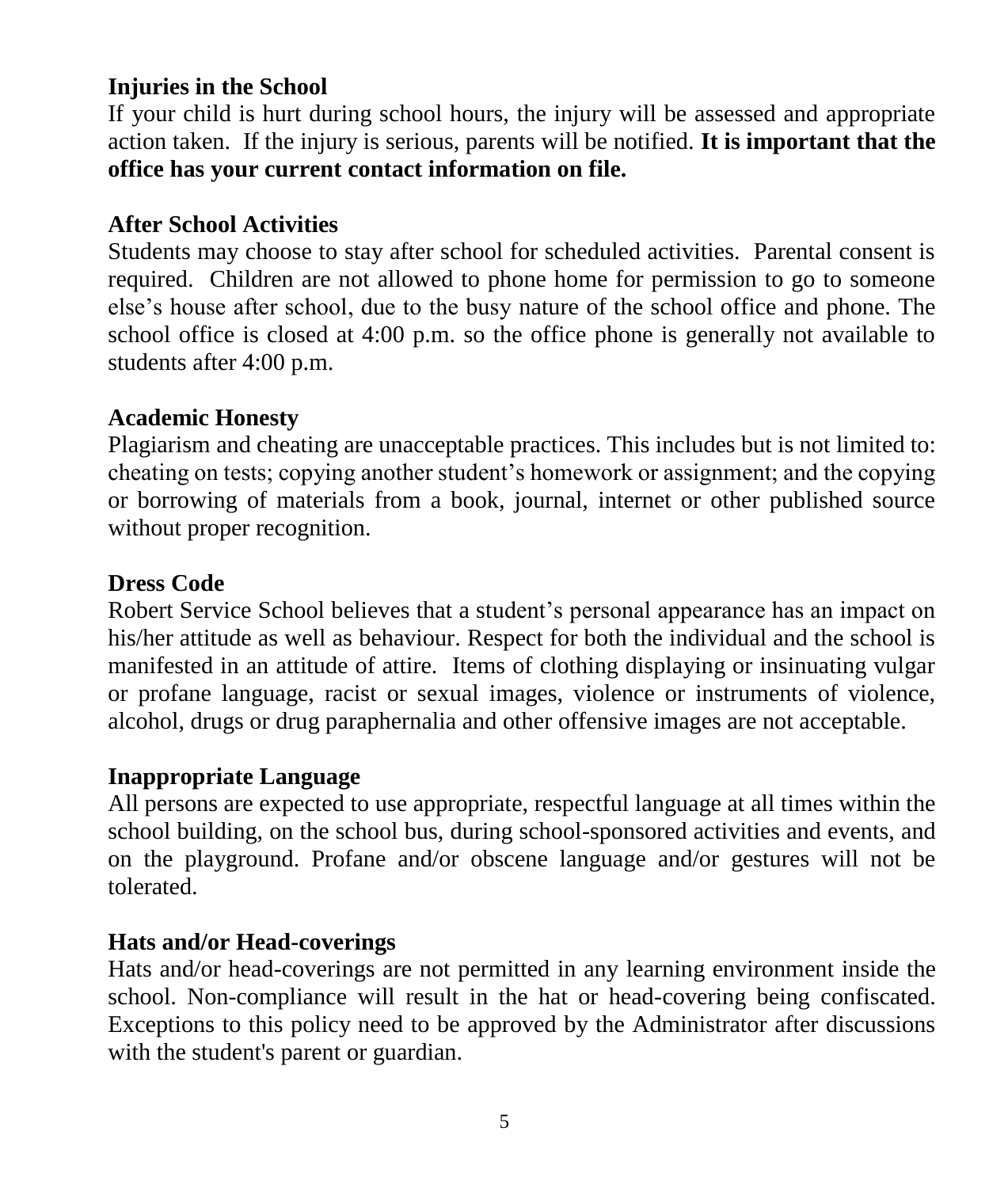## Injuries in the School

If your child is hurt during school hours, the injury will be assessed and appropriate action taken. If the injury is serious, parents will be notified. **It is important that the office has your current contact information on file.**

## After School Activities

Students may choose to stay after school for scheduled activities. Parental consent is required. Children are not allowed to phone home for permission to go to someone else's house after school, due to the busy nature of the school office and phone. The school office is closed at 4:00 p.m. so the office phone is generally not available to students after 4:00 p.m.

## Academic Honesty

Plagiarism and cheating are unacceptable practices. This includes but is not limited to: cheating on tests; copying another student's homework or assignment; and the copying or borrowing of materials from a book, journal, internet or other published source without proper recognition.

## Dress Code

Robert Service School believes that a student's personal appearance has an impact on his/her attitude as well as behaviour. Respect for both the individual and the school is manifested in an attitude of attire. Items of clothing displaying or insinuating vulgar or profane language, racist or sexual images, violence or instruments of violence, alcohol, drugs or drug paraphernalia and other offensive images are not acceptable.

## Inappropriate Language

All persons are expected to use appropriate, respectful language at all times within the school building, on the school bus, during school-sponsored activities and events, and on the playground. Profane and/or obscene language and/or gestures will not be tolerated.

## Hats and/or Head-coverings

Hats and/or head-coverings are not permitted in any learning environment inside the school. Non-compliance will result in the hat or head-covering being confiscated. Exceptions to this policy need to be approved by the Administrator after discussions with the student's parent or guardian.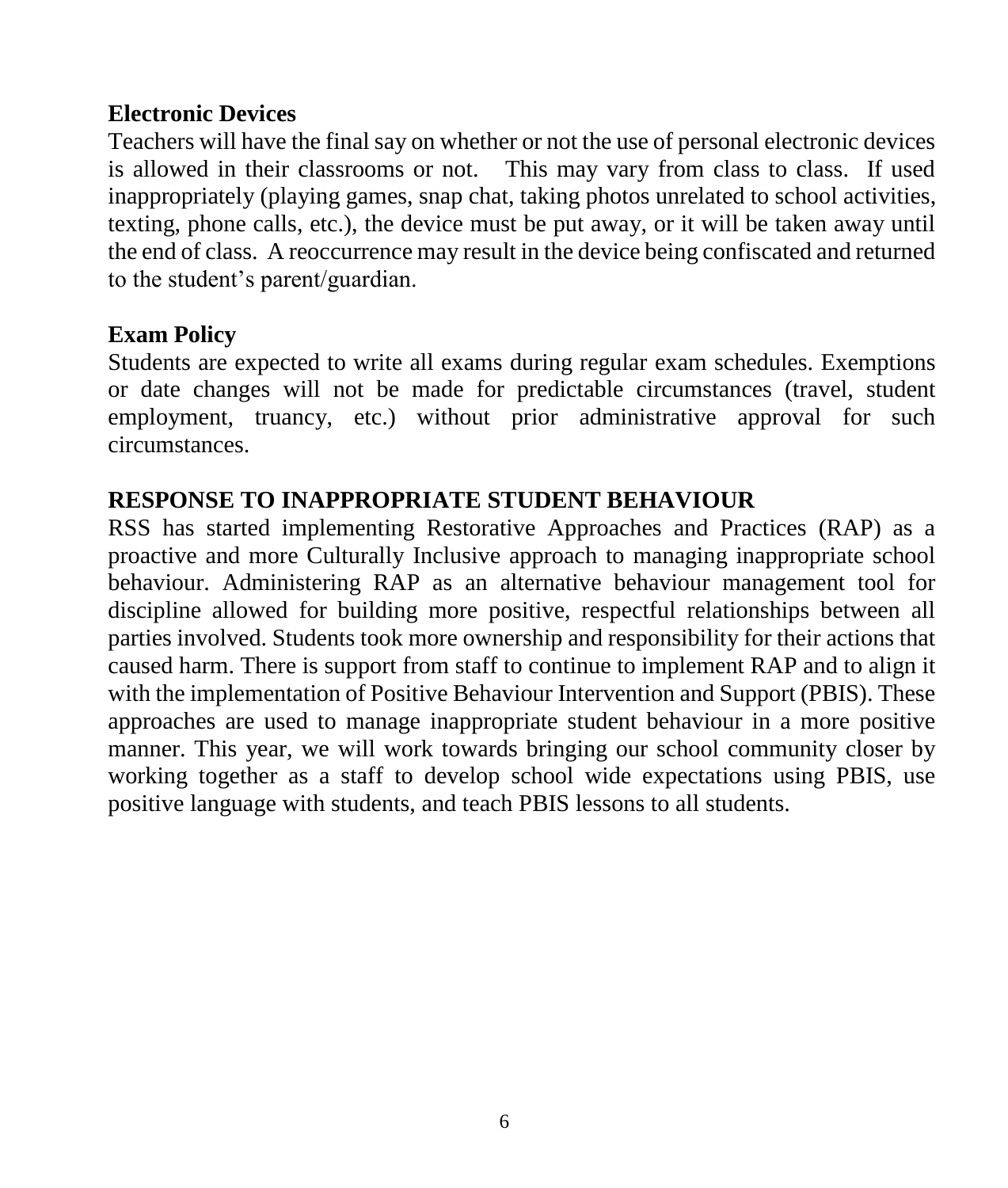### Electronic Devices

Teachers will have the final say on whether or not the use of personal electronic devices is allowed in their classrooms or not. This may vary from class to class. If used inappropriately (playing games, snap chat, taking photos unrelated to school activities, texting, phone calls, etc.), the device must be put away, or it will be taken away until the end of class. A reoccurrence may result in the device being confiscated and returned to the student's parent/guardian.

### Exam Policy

Students are expected to write all exams during regular exam schedules. Exemptions or date changes will not be made for predictable circumstances (travel, student employment, truancy, etc.) without prior administrative approval for such circumstances.

## RESPONSE TO INAPPROPRIATE STUDENT BEHAVIOUR

RSS has started implementing Restorative Approaches and Practices (RAP) as a proactive and more Culturally Inclusive approach to managing inappropriate school behaviour. Administering RAP as an alternative behaviour management tool for discipline allowed for building more positive, respectful relationships between all parties involved. Students took more ownership and responsibility for their actions that caused harm. There is support from staff to continue to implement RAP and to align it with the implementation of Positive Behaviour Intervention and Support (PBIS). These approaches are used to manage inappropriate student behaviour in a more positive manner. This year, we will work towards bringing our school community closer by working together as a staff to develop school wide expectations using PBIS, use positive language with students, and teach PBIS lessons to all students.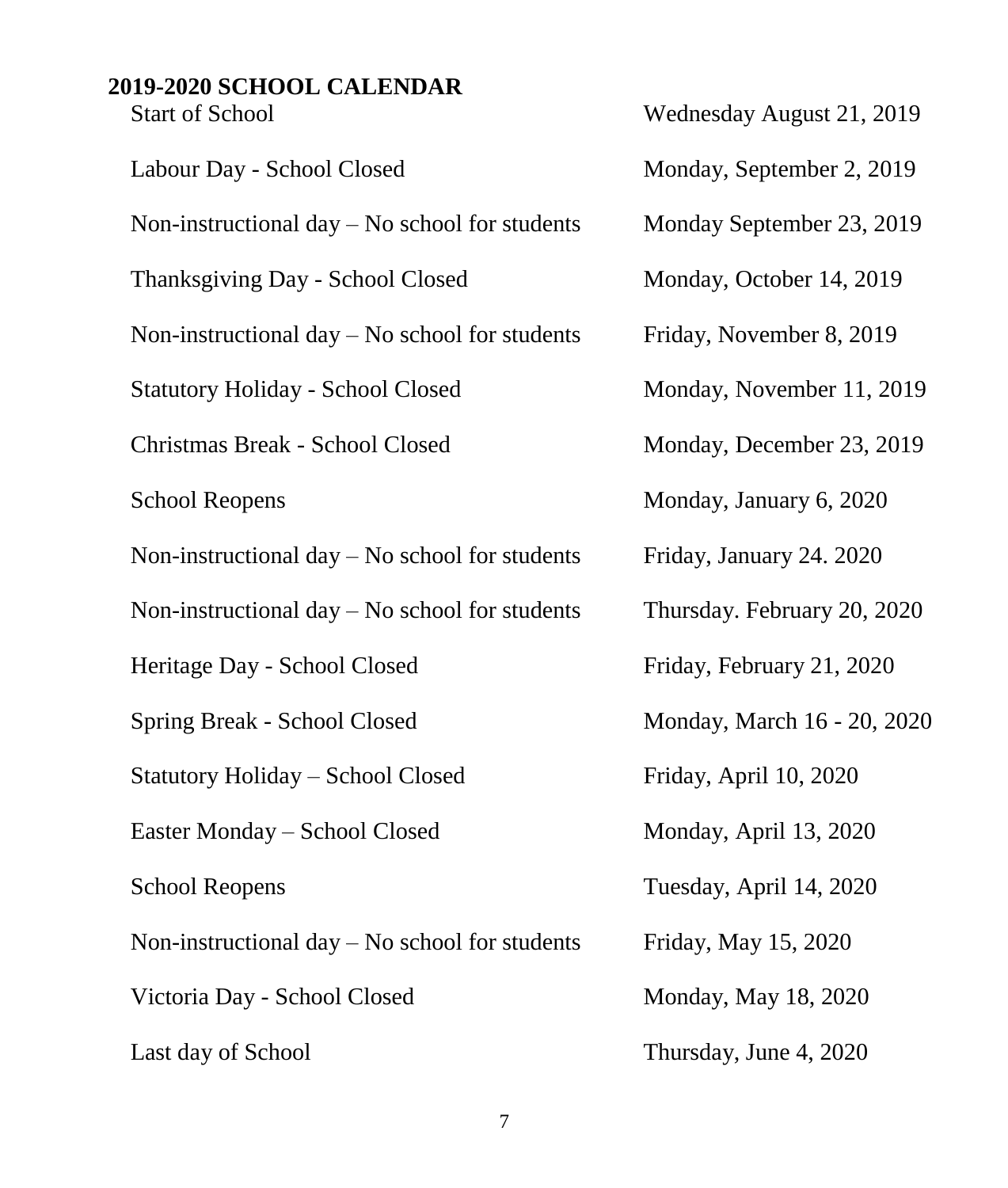## 2019-2020 SCHOOL CALENDAR

| | |
|---|---|
| Start of School | Wednesday August 21, 2019 |
| Labour Day - School Closed | Monday, September 2, 2019 |
| Non-instructional day – No school for students | Monday September 23, 2019 |
| Thanksgiving Day - School Closed | Monday, October 14, 2019 |
| Non-instructional day – No school for students | Friday, November 8, 2019 |
| Statutory Holiday - School Closed | Monday, November 11, 2019 |
| Christmas Break - School Closed | Monday, December 23, 2019 |
| School Reopens | Monday, January 6, 2020 |
| Non-instructional day – No school for students | Friday, January 24. 2020 |
| Non-instructional day – No school for students | Thursday. February 20, 2020 |
| Heritage Day - School Closed | Friday, February 21, 2020 |
| Spring Break - School Closed | Monday, March 16 - 20, 2020 |
| Statutory Holiday – School Closed | Friday, April 10, 2020 |
| Easter Monday – School Closed | Monday, April 13, 2020 |
| School Reopens | Tuesday, April 14, 2020 |
| Non-instructional day – No school for students | Friday, May 15, 2020 |
| Victoria Day - School Closed | Monday, May 18, 2020 |
| Last day of School | Thursday, June 4, 2020 |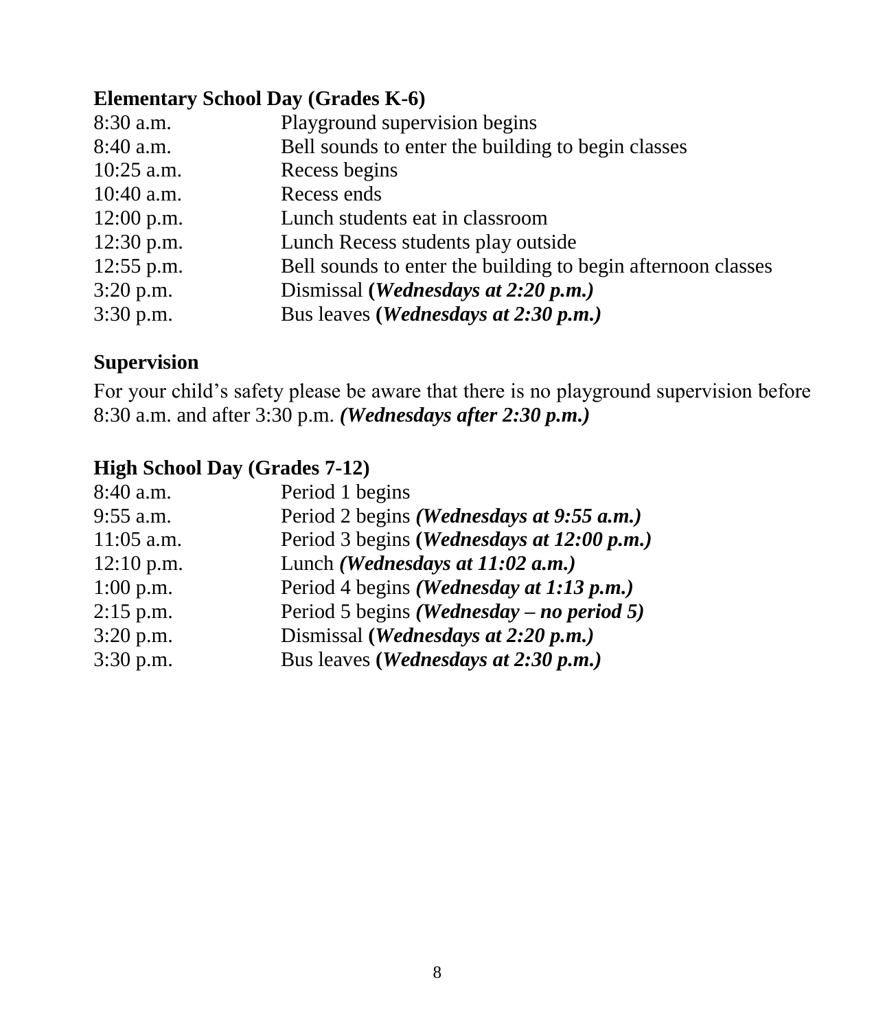### Elementary School Day (Grades K-6)

| | |
|---|---|
| 8:30 a.m. | Playground supervision begins |
| 8:40 a.m. | Bell sounds to enter the building to begin classes |
| 10:25 a.m. | Recess begins |
| 10:40 a.m. | Recess ends |
| 12:00 p.m. | Lunch students eat in classroom |
| 12:30 p.m. | Lunch Recess students play outside |
| 12:55 p.m. | Bell sounds to enter the building to begin afternoon classes |
| 3:20 p.m. | Dismissal **(*Wednesdays at 2:20 p.m.)*** |
| 3:30 p.m. | Bus leaves **(*Wednesdays at 2:30 p.m.)*** |

### Supervision

For your child's safety please be aware that there is no playground supervision before 8:30 a.m. and after 3:30 p.m. ***(Wednesdays after 2:30 p.m.)***

### High School Day (Grades 7-12)

| | |
|---|---|
| 8:40 a.m. | Period 1 begins |
| 9:55 a.m. | Period 2 begins ***(Wednesdays at 9:55 a.m.)*** |
| 11:05 a.m. | Period 3 begins **(*Wednesdays at 12:00 p.m.)*** |
| 12:10 p.m. | Lunch ***(Wednesdays at 11:02 a.m.)*** |
| 1:00 p.m. | Period 4 begins ***(Wednesday at 1:13 p.m.)*** |
| 2:15 p.m. | Period 5 begins ***(Wednesday – no period 5)*** |
| 3:20 p.m. | Dismissal **(*Wednesdays at 2:20 p.m.)*** |
| 3:30 p.m. | Bus leaves **(*Wednesdays at 2:30 p.m.)*** |